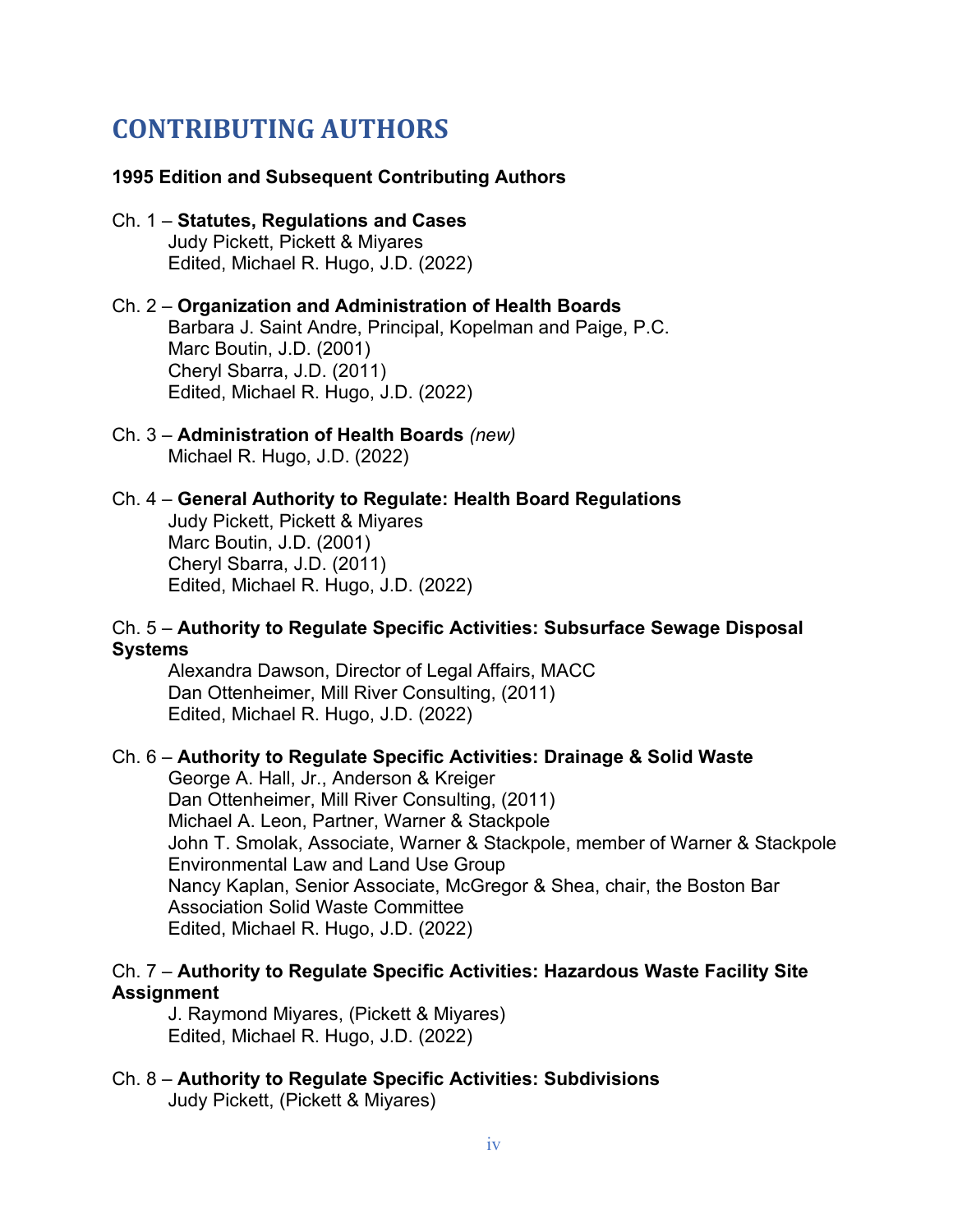# CONTRIBUTING AUTHORS

**1995 Edition and Subsequent Contributing Authors**

Ch. 1 – **Statutes, Regulations and Cases**
Judy Pickett, Pickett & Miyares
Edited, Michael R. Hugo, J.D. (2022)

Ch. 2 – **Organization and Administration of Health Boards**
Barbara J. Saint Andre, Principal, Kopelman and Paige, P.C.
Marc Boutin, J.D. (2001)
Cheryl Sbarra, J.D. (2011)
Edited, Michael R. Hugo, J.D. (2022)

Ch. 3 – **Administration of Health Boards** *(new)*
Michael R. Hugo, J.D. (2022)

Ch. 4 – **General Authority to Regulate: Health Board Regulations**
Judy Pickett, Pickett & Miyares
Marc Boutin, J.D. (2001)
Cheryl Sbarra, J.D. (2011)
Edited, Michael R. Hugo, J.D. (2022)

Ch. 5 – **Authority to Regulate Specific Activities: Subsurface Sewage Disposal Systems**
Alexandra Dawson, Director of Legal Affairs, MACC
Dan Ottenheimer, Mill River Consulting, (2011)
Edited, Michael R. Hugo, J.D. (2022)

Ch. 6 – **Authority to Regulate Specific Activities: Drainage & Solid Waste**
George A. Hall, Jr., Anderson & Kreiger
Dan Ottenheimer, Mill River Consulting, (2011)
Michael A. Leon, Partner, Warner & Stackpole
John T. Smolak, Associate, Warner & Stackpole, member of Warner & Stackpole Environmental Law and Land Use Group
Nancy Kaplan, Senior Associate, McGregor & Shea, chair, the Boston Bar Association Solid Waste Committee
Edited, Michael R. Hugo, J.D. (2022)

Ch. 7 – **Authority to Regulate Specific Activities: Hazardous Waste Facility Site Assignment**
J. Raymond Miyares, (Pickett & Miyares)
Edited, Michael R. Hugo, J.D. (2022)

Ch. 8 – **Authority to Regulate Specific Activities: Subdivisions**
Judy Pickett, (Pickett & Miyares)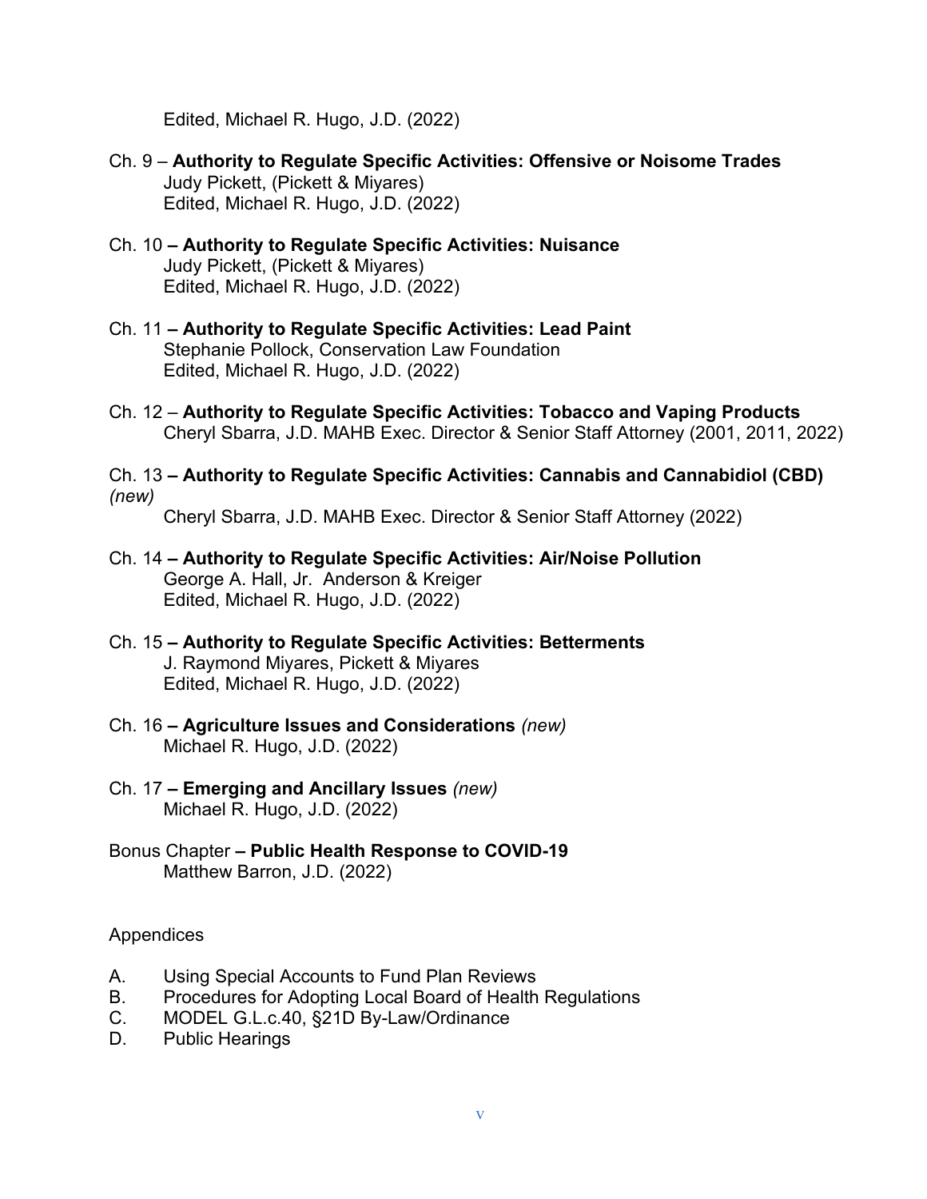Edited, Michael R. Hugo, J.D. (2022)

Ch. 9 – **Authority to Regulate Specific Activities: Offensive or Noisome Trades**
Judy Pickett, (Pickett & Miyares)
Edited, Michael R. Hugo, J.D. (2022)

Ch. 10 **– Authority to Regulate Specific Activities: Nuisance**
Judy Pickett, (Pickett & Miyares)
Edited, Michael R. Hugo, J.D. (2022)

Ch. 11 **– Authority to Regulate Specific Activities: Lead Paint**
Stephanie Pollock, Conservation Law Foundation
Edited, Michael R. Hugo, J.D. (2022)

Ch. 12 – **Authority to Regulate Specific Activities: Tobacco and Vaping Products**
Cheryl Sbarra, J.D. MAHB Exec. Director & Senior Staff Attorney (2001, 2011, 2022)

Ch. 13 **– Authority to Regulate Specific Activities: Cannabis and Cannabidiol (CBD)** *(new)*
Cheryl Sbarra, J.D. MAHB Exec. Director & Senior Staff Attorney (2022)

Ch. 14 **– Authority to Regulate Specific Activities: Air/Noise Pollution**
George A. Hall, Jr. Anderson & Kreiger
Edited, Michael R. Hugo, J.D. (2022)

Ch. 15 **– Authority to Regulate Specific Activities: Betterments**
J. Raymond Miyares, Pickett & Miyares
Edited, Michael R. Hugo, J.D. (2022)

Ch. 16 **– Agriculture Issues and Considerations** *(new)*
Michael R. Hugo, J.D. (2022)

Ch. 17 **– Emerging and Ancillary Issues** *(new)*
Michael R. Hugo, J.D. (2022)

Bonus Chapter **– Public Health Response to COVID-19**
Matthew Barron, J.D. (2022)

Appendices

A. Using Special Accounts to Fund Plan Reviews
B. Procedures for Adopting Local Board of Health Regulations
C. MODEL G.L.c.40, §21D By-Law/Ordinance
D. Public Hearings